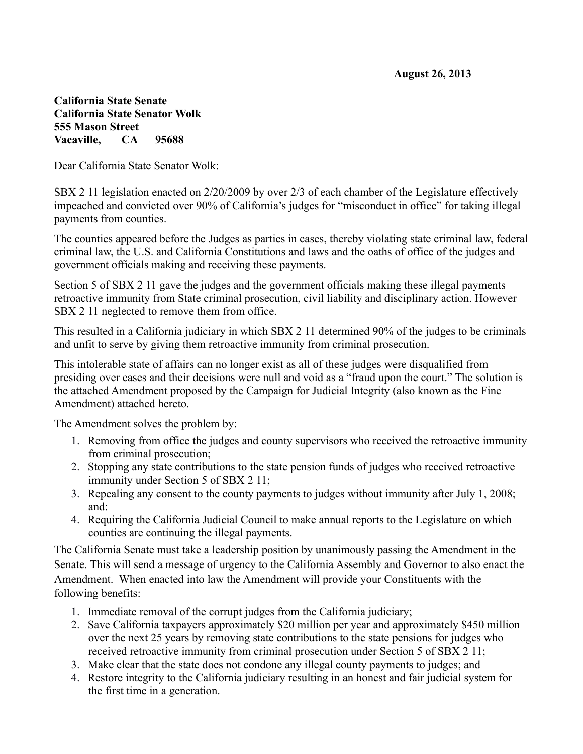**August 26, 2013**

**California State Senate**
**California State Senator Wolk**
**555 Mason Street**
**Vacaville, CA 95688**

Dear California State Senator Wolk:

SBX 2 11 legislation enacted on 2/20/2009 by over 2/3 of each chamber of the Legislature effectively impeached and convicted over 90% of California's judges for "misconduct in office" for taking illegal payments from counties.

The counties appeared before the Judges as parties in cases, thereby violating state criminal law, federal criminal law, the U.S. and California Constitutions and laws and the oaths of office of the judges and government officials making and receiving these payments.

Section 5 of SBX 2 11 gave the judges and the government officials making these illegal payments retroactive immunity from State criminal prosecution, civil liability and disciplinary action. However SBX 2 11 neglected to remove them from office.

This resulted in a California judiciary in which SBX 2 11 determined 90% of the judges to be criminals and unfit to serve by giving them retroactive immunity from criminal prosecution.

This intolerable state of affairs can no longer exist as all of these judges were disqualified from presiding over cases and their decisions were null and void as a "fraud upon the court." The solution is the attached Amendment proposed by the Campaign for Judicial Integrity (also known as the Fine Amendment) attached hereto.

The Amendment solves the problem by:

1. Removing from office the judges and county supervisors who received the retroactive immunity from criminal prosecution;
2. Stopping any state contributions to the state pension funds of judges who received retroactive immunity under Section 5 of SBX 2 11;
3. Repealing any consent to the county payments to judges without immunity after July 1, 2008; and:
4. Requiring the California Judicial Council to make annual reports to the Legislature on which counties are continuing the illegal payments.

The California Senate must take a leadership position by unanimously passing the Amendment in the Senate. This will send a message of urgency to the California Assembly and Governor to also enact the Amendment. When enacted into law the Amendment will provide your Constituents with the following benefits:

1. Immediate removal of the corrupt judges from the California judiciary;
2. Save California taxpayers approximately $20 million per year and approximately $450 million over the next 25 years by removing state contributions to the state pensions for judges who received retroactive immunity from criminal prosecution under Section 5 of SBX 2 11;
3. Make clear that the state does not condone any illegal county payments to judges; and
4. Restore integrity to the California judiciary resulting in an honest and fair judicial system for the first time in a generation.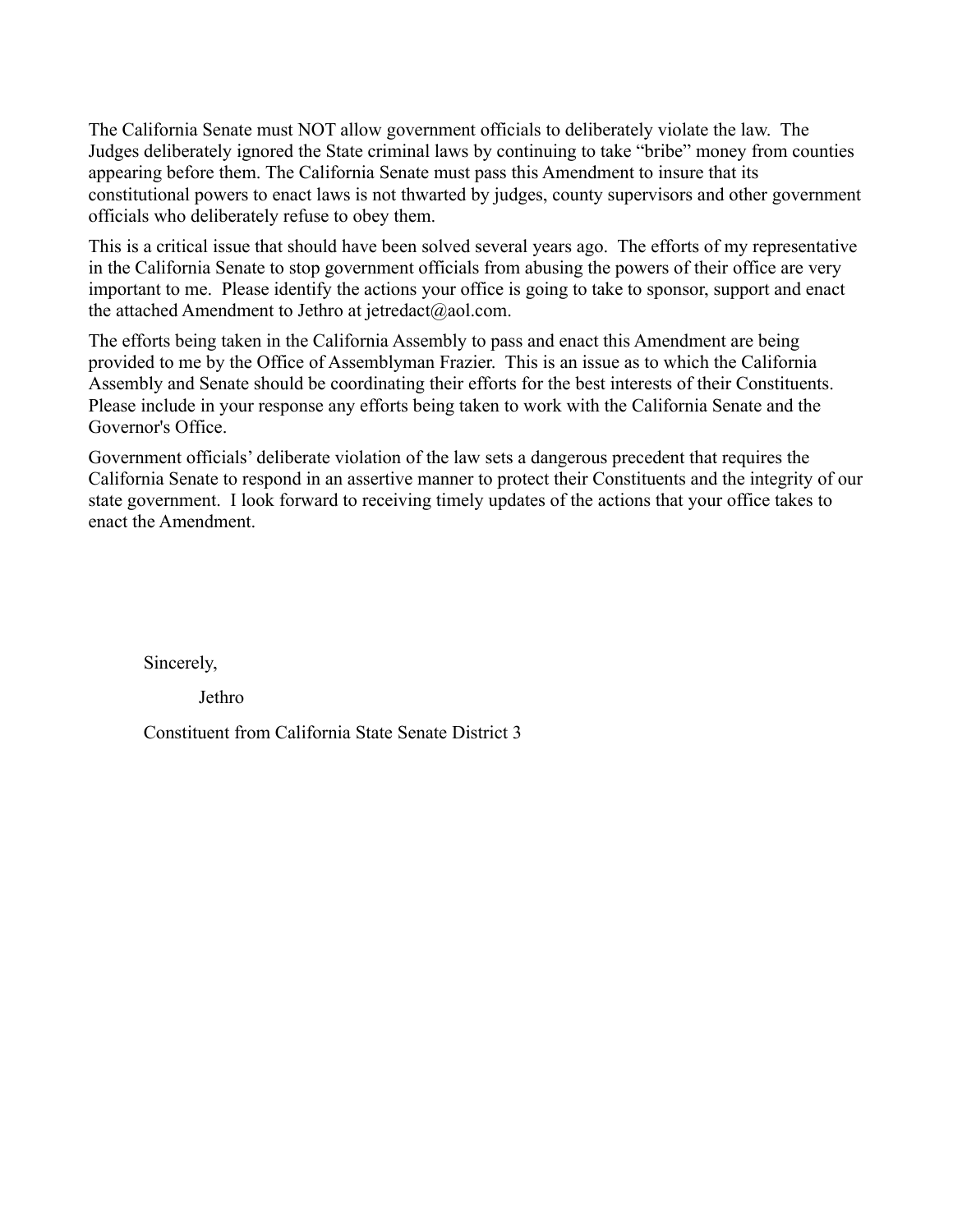The California Senate must NOT allow government officials to deliberately violate the law. The Judges deliberately ignored the State criminal laws by continuing to take "bribe" money from counties appearing before them. The California Senate must pass this Amendment to insure that its constitutional powers to enact laws is not thwarted by judges, county supervisors and other government officials who deliberately refuse to obey them.

This is a critical issue that should have been solved several years ago. The efforts of my representative in the California Senate to stop government officials from abusing the powers of their office are very important to me. Please identify the actions your office is going to take to sponsor, support and enact the attached Amendment to Jethro at jetredact@aol.com.

The efforts being taken in the California Assembly to pass and enact this Amendment are being provided to me by the Office of Assemblyman Frazier. This is an issue as to which the California Assembly and Senate should be coordinating their efforts for the best interests of their Constituents. Please include in your response any efforts being taken to work with the California Senate and the Governor's Office.

Government officials' deliberate violation of the law sets a dangerous precedent that requires the California Senate to respond in an assertive manner to protect their Constituents and the integrity of our state government. I look forward to receiving timely updates of the actions that your office takes to enact the Amendment.

Sincerely,

Jethro

Constituent from California State Senate District 3